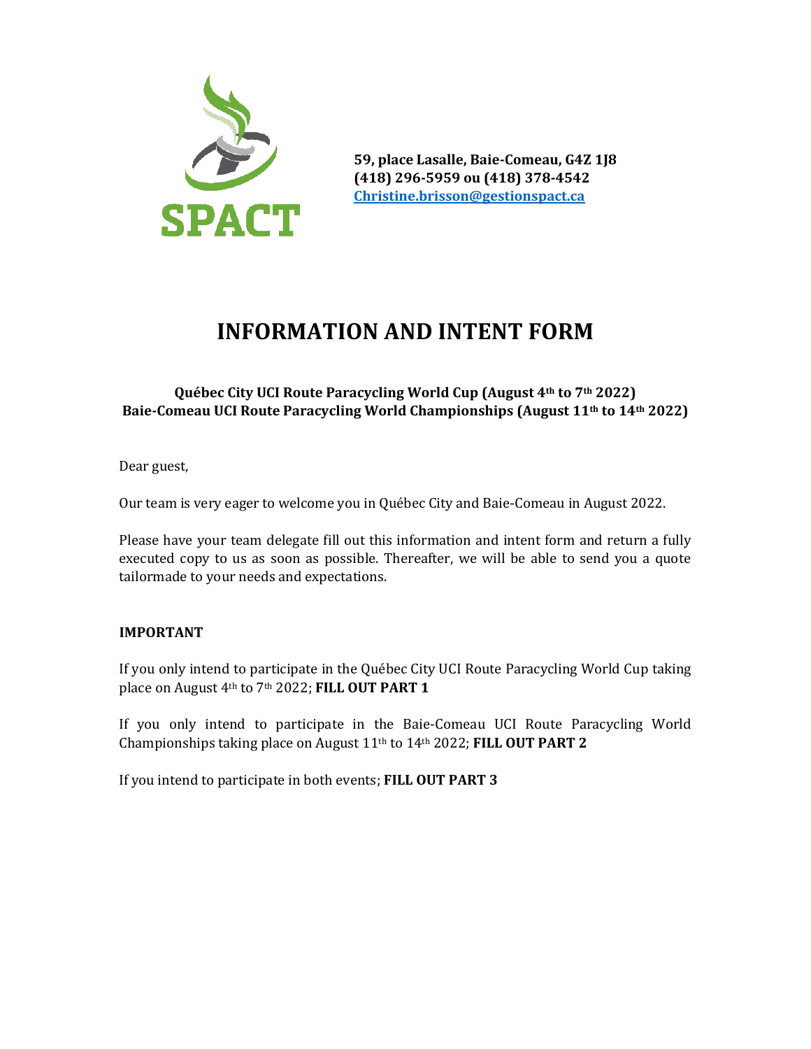**SPACT**

**59, place Lasalle, Baie-Comeau, G4Z 1J8**
**(418) 296-5959 ou (418) 378-4542**
**[Christine.brisson@gestionspact.ca](mailto:Christine.brisson@gestionspact.ca)**

# INFORMATION AND INTENT FORM

**Québec City UCI Route Paracycling World Cup (August 4th to 7th 2022)**
**Baie-Comeau UCI Route Paracycling World Championships (August 11th to 14th 2022)**

Dear guest,

Our team is very eager to welcome you in Québec City and Baie-Comeau in August 2022.

Please have your team delegate fill out this information and intent form and return a fully executed copy to us as soon as possible. Thereafter, we will be able to send you a quote tailormade to your needs and expectations.

**IMPORTANT**

If you only intend to participate in the Québec City UCI Route Paracycling World Cup taking place on August 4th to 7th 2022; **FILL OUT PART 1**

If you only intend to participate in the Baie-Comeau UCI Route Paracycling World Championships taking place on August 11th to 14th 2022; **FILL OUT PART 2**

If you intend to participate in both events; **FILL OUT PART 3**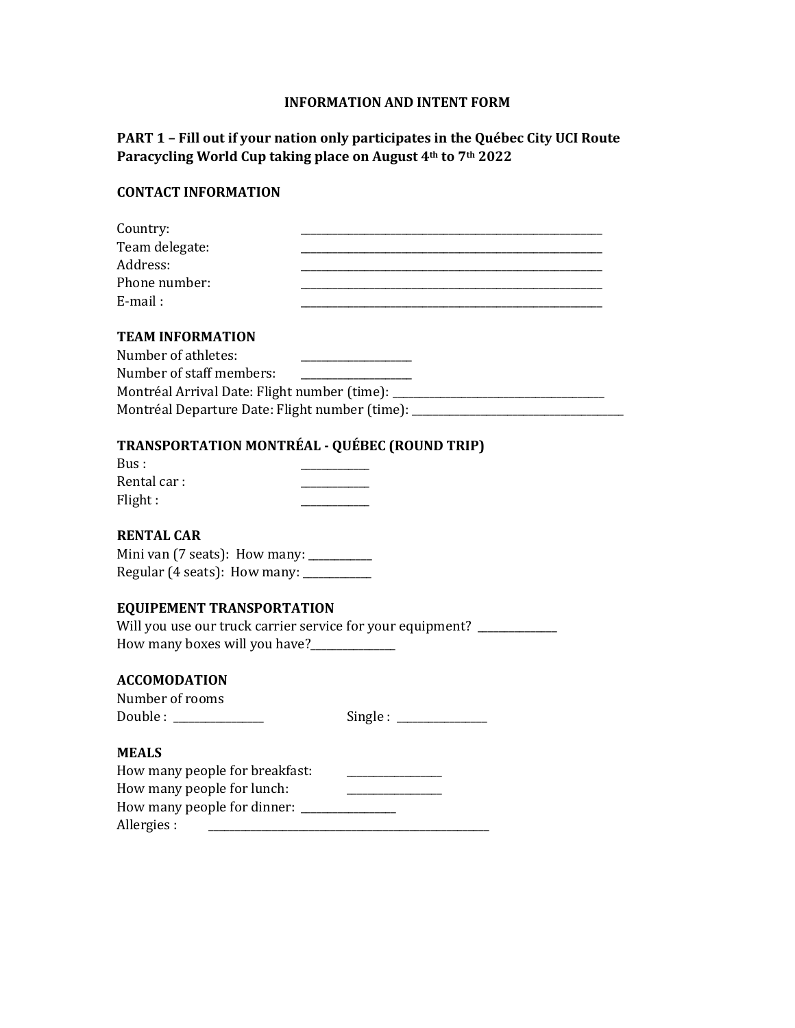# INFORMATION AND INTENT FORM

## PART 1 – Fill out if your nation only participates in the Québec City UCI Route Paracycling World Cup taking place on August 4th to 7th 2022

### CONTACT INFORMATION

Country: ______________________________________________________

Team delegate: ______________________________________________________

Address: ______________________________________________________

Phone number: ______________________________________________________

E-mail : ______________________________________________________

### TEAM INFORMATION

Number of athletes: ____________________

Number of staff members: ____________________

Montréal Arrival Date: Flight number (time): ______________________________________

Montréal Departure Date: Flight number (time): ______________________________________

### TRANSPORTATION MONTRÉAL - QUÉBEC (ROUND TRIP)

Bus : ____________

Rental car : ____________

Flight : ____________

### RENTAL CAR

Mini van (7 seats): How many: ___________

Regular (4 seats): How many: ____________

### EQUIPEMENT TRANSPORTATION

Will you use our truck carrier service for your equipment? ______________

How many boxes will you have?_______________

### ACCOMODATION

Number of rooms

Double : ________________ Single : ________________

### MEALS

How many people for breakfast: _________________

How many people for lunch: _________________

How many people for dinner: _________________

Allergies : ___________________________________________________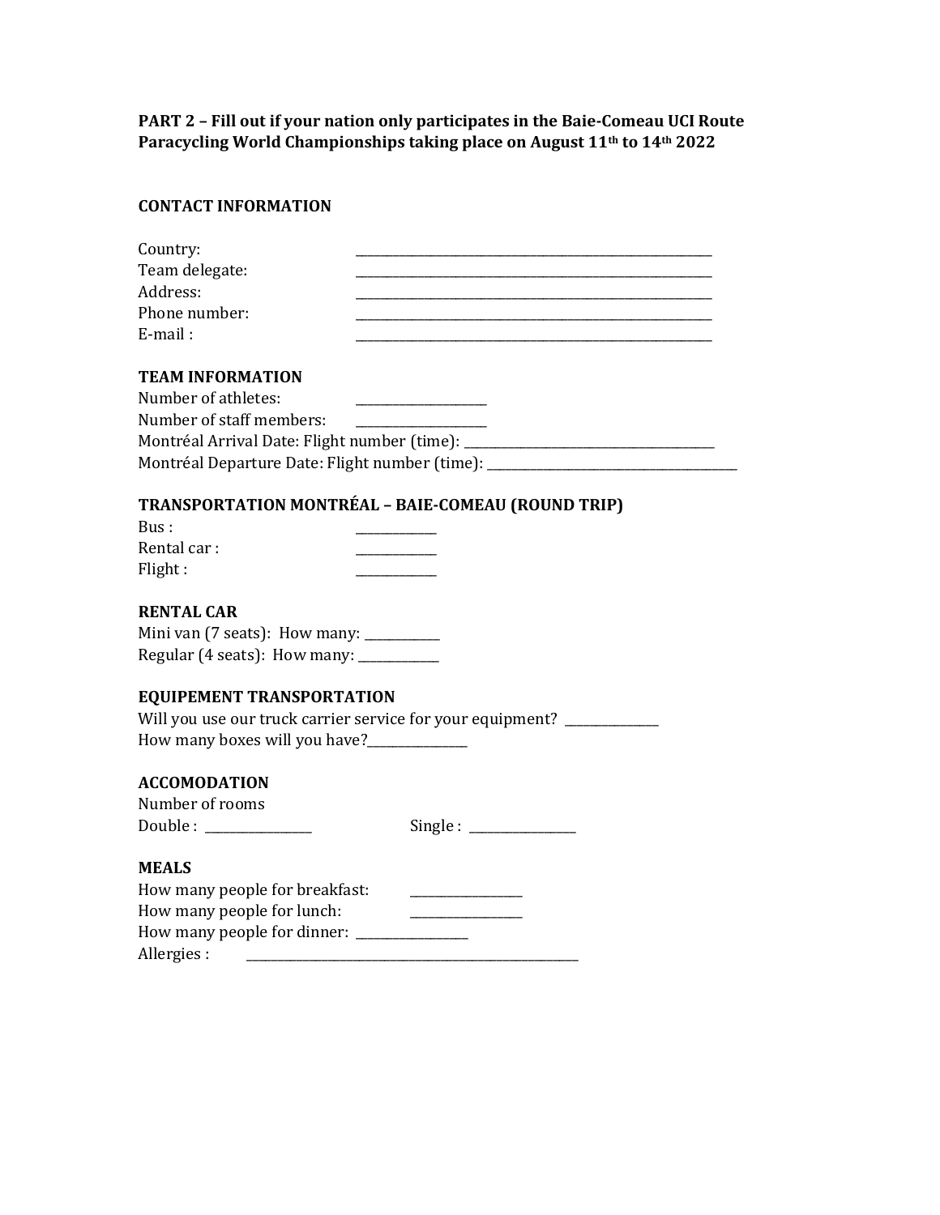**PART 2 – Fill out if your nation only participates in the Baie-Comeau UCI Route Paracycling World Championships taking place on August 11th to 14th 2022**

**CONTACT INFORMATION**

Country: ______________________________________________________
Team delegate: ______________________________________________________
Address: ______________________________________________________
Phone number: ______________________________________________________
E-mail : ______________________________________________________

**TEAM INFORMATION**

Number of athletes: ____________________
Number of staff members: ____________________
Montréal Arrival Date: Flight number (time): ______________________________________
Montréal Departure Date: Flight number (time): ______________________________________

**TRANSPORTATION MONTRÉAL – BAIE-COMEAU (ROUND TRIP)**

Bus : ____________
Rental car : ____________
Flight : ____________

**RENTAL CAR**

Mini van (7 seats): How many: ___________
Regular (4 seats): How many: ____________

**EQUIPEMENT TRANSPORTATION**

Will you use our truck carrier service for your equipment? ______________
How many boxes will you have?_______________

**ACCOMODATION**

Number of rooms
Double : ________________ Single : ________________

**MEALS**

How many people for breakfast: _________________
How many people for lunch: _________________
How many people for dinner: _________________
Allergies : ___________________________________________________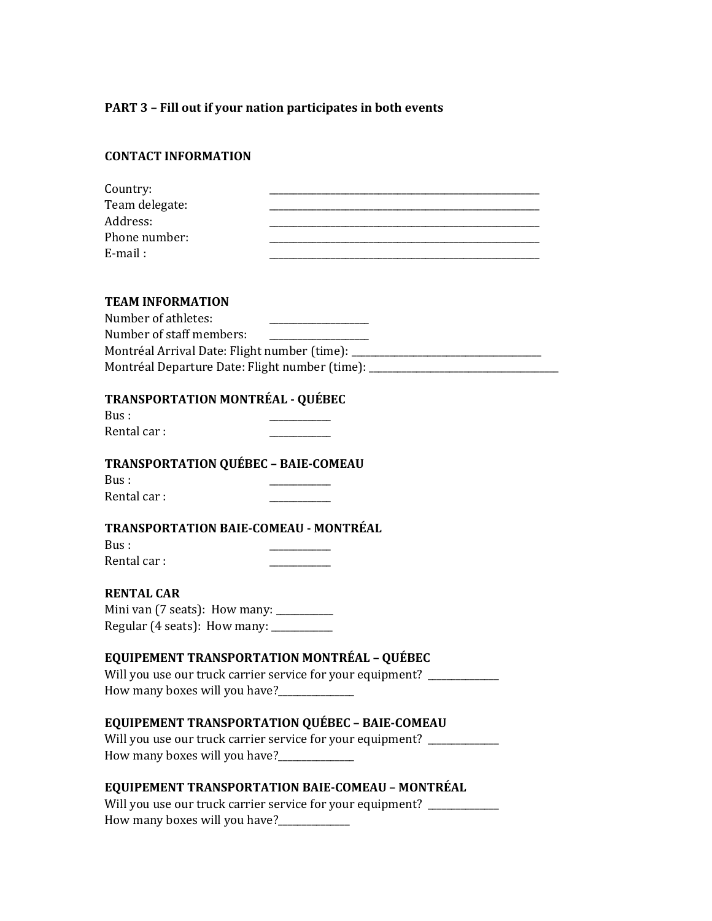**PART 3 – Fill out if your nation participates in both events**

**CONTACT INFORMATION**

Country: ______________________________________________

Team delegate: ______________________________________________

Address: ______________________________________________

Phone number: ______________________________________________

E-mail : ______________________________________________

**TEAM INFORMATION**

Number of athletes: ____________________

Number of staff members: ____________________

Montréal Arrival Date: Flight number (time): ________________________________________

Montréal Departure Date: Flight number (time): ________________________________________

**TRANSPORTATION MONTRÉAL - QUÉBEC**

Bus : ____________

Rental car : ____________

**TRANSPORTATION QUÉBEC – BAIE-COMEAU**

Bus : ____________

Rental car : ____________

**TRANSPORTATION BAIE-COMEAU - MONTRÉAL**

Bus : ____________

Rental car : ____________

**RENTAL CAR**

Mini van (7 seats): How many: ____________

Regular (4 seats): How many: ____________

**EQUIPEMENT TRANSPORTATION MONTRÉAL – QUÉBEC**

Will you use our truck carrier service for your equipment? ______________

How many boxes will you have?______________

**EQUIPEMENT TRANSPORTATION QUÉBEC – BAIE-COMEAU**

Will you use our truck carrier service for your equipment? ______________

How many boxes will you have?______________

**EQUIPEMENT TRANSPORTATION BAIE-COMEAU – MONTRÉAL**

Will you use our truck carrier service for your equipment? ______________

How many boxes will you have?______________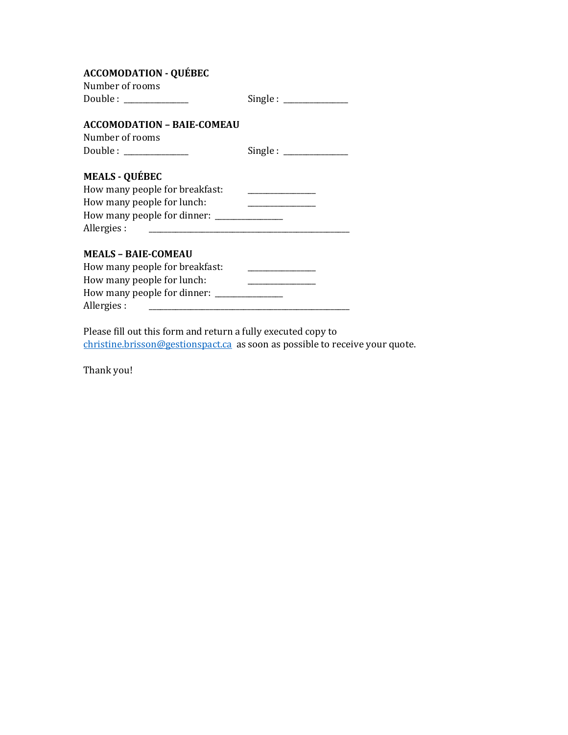**ACCOMODATION - QUÉBEC**

Number of rooms

Double : _______________ Single : _______________

**ACCOMODATION – BAIE-COMEAU**

Number of rooms

Double : _______________ Single : _______________

**MEALS - QUÉBEC**

How many people for breakfast: _______________

How many people for lunch: _______________

How many people for dinner: _______________

Allergies : ______________________________________________

**MEALS – BAIE-COMEAU**

How many people for breakfast: _______________

How many people for lunch: _______________

How many people for dinner: _______________

Allergies : ______________________________________________

Please fill out this form and return a fully executed copy to christine.brisson@gestionspact.ca as soon as possible to receive your quote.

Thank you!